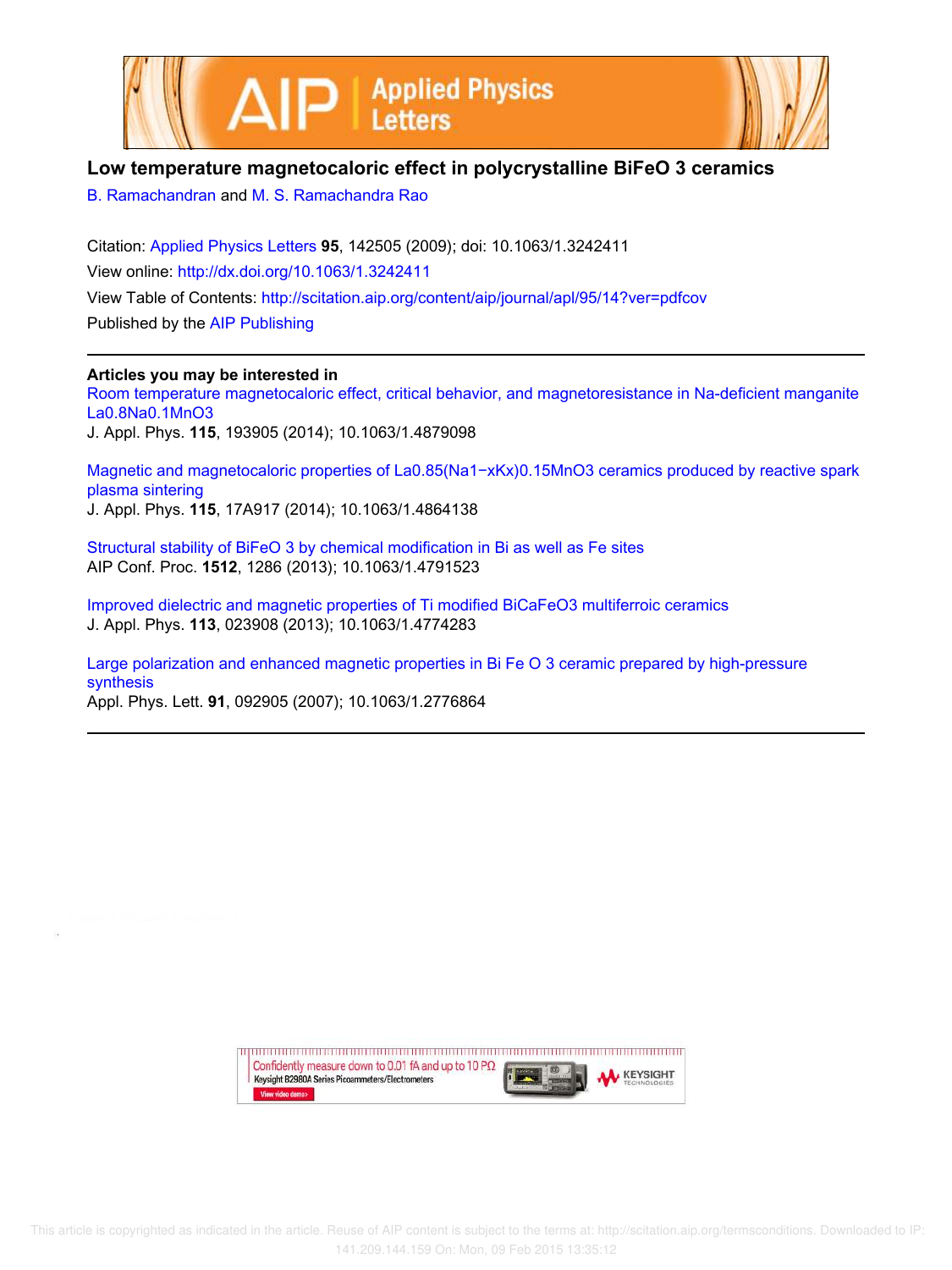# Low temperature magnetocaloric effect in polycrystalline BiFeO 3 ceramics

B. Ramachandran and M. S. Ramachandra Rao

Citation: Applied Physics Letters **95**, 142505 (2009); doi: 10.1063/1.3242411

View online: http://dx.doi.org/10.1063/1.3242411

View Table of Contents: http://scitation.aip.org/content/aip/journal/apl/95/14?ver=pdfcov

Published by the AIP Publishing

**Articles you may be interested in**

Room temperature magnetocaloric effect, critical behavior, and magnetoresistance in Na-deficient manganite La0.8Na0.1MnO3

J. Appl. Phys. **115**, 193905 (2014); 10.1063/1.4879098

Magnetic and magnetocaloric properties of La0.85(Na1−xKx)0.15MnO3 ceramics produced by reactive spark plasma sintering

J. Appl. Phys. **115**, 17A917 (2014); 10.1063/1.4864138

Structural stability of BiFeO 3 by chemical modification in Bi as well as Fe sites

AIP Conf. Proc. **1512**, 1286 (2013); 10.1063/1.4791523

Improved dielectric and magnetic properties of Ti modified BiCaFeO3 multiferroic ceramics

J. Appl. Phys. **113**, 023908 (2013); 10.1063/1.4774283

Large polarization and enhanced magnetic properties in Bi Fe O 3 ceramic prepared by high-pressure synthesis

Appl. Phys. Lett. **91**, 092905 (2007); 10.1063/1.2776864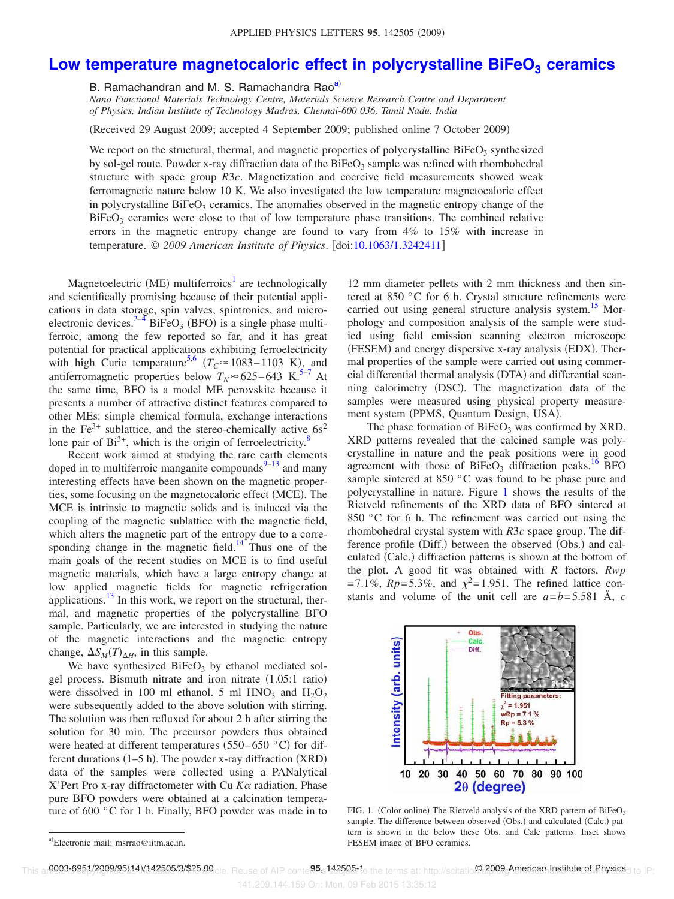# Low temperature magnetocaloric effect in polycrystalline $BiFeO_3$ ceramics

B. Ramachandran and M. S. Ramachandra Rao[a)]

*Nano Functional Materials Technology Centre, Materials Science Research Centre and Department of Physics, Indian Institute of Technology Madras, Chennai-600 036, Tamil Nadu, India*

(Received 29 August 2009; accepted 4 September 2009; published online 7 October 2009)

We report on the structural, thermal, and magnetic properties of polycrystalline $BiFeO_3$ synthesized by sol-gel route. Powder x-ray diffraction data of the $BiFeO_3$ sample was refined with rhombohedral structure with space group *R3c*. Magnetization and coercive field measurements showed weak ferromagnetic nature below 10 K. We also investigated the low temperature magnetocaloric effect in polycrystalline $BiFeO_3$ ceramics. The anomalies observed in the magnetic entropy change of the $BiFeO_3$ ceramics were close to that of low temperature phase transitions. The combined relative errors in the magnetic entropy change are found to vary from 4% to 15% with increase in temperature. © *2009 American Institute of Physics*. [doi:10.1063/1.3242411]

Magnetoelectric (ME) multiferroics[1] are technologically and scientifically promising because of their potential applications in data storage, spin valves, spintronics, and microelectronic devices.[2–4] $BiFeO_3$ (BFO) is a single phase multiferroic, among the few reported so far, and it has great potential for practical applications exhibiting ferroelectricity with high Curie temperature[5,6] ($T_C \approx 1083–1103$ K), and antiferromagnetic properties below $T_N \approx 625–643$ K.[5–7] At the same time, BFO is a model ME perovskite because it presents a number of attractive distinct features compared to other MEs: simple chemical formula, exchange interactions in the $Fe^{3+}$ sublattice, and the stereo-chemically active $6s^2$ lone pair of $Bi^{3+}$, which is the origin of ferroelectricity.[8]

Recent work aimed at studying the rare earth elements doped in to multiferroic manganite compounds[9–13] and many interesting effects have been shown on the magnetic properties, some focusing on the magnetocaloric effect (MCE). The MCE is intrinsic to magnetic solids and is induced via the coupling of the magnetic sublattice with the magnetic field, which alters the magnetic part of the entropy due to a corresponding change in the magnetic field.[14] Thus one of the main goals of the recent studies on MCE is to find useful magnetic materials, which have a large entropy change at low applied magnetic fields for magnetic refrigeration applications.[13] In this work, we report on the structural, thermal, and magnetic properties of the polycrystalline BFO sample. Particularly, we are interested in studying the nature of the magnetic interactions and the magnetic entropy change, $\Delta S_M(T)_{\Delta H}$, in this sample.

We have synthesized $BiFeO_3$ by ethanol mediated sol-gel process. Bismuth nitrate and iron nitrate (1.05:1 ratio) were dissolved in 100 ml ethanol. 5 ml $HNO_3$ and $H_2O_2$ were subsequently added to the above solution with stirring. The solution was then refluxed for about 2 h after stirring the solution for 30 min. The precursor powders thus obtained were heated at different temperatures (550–650 °C) for different durations (1–5 h). The powder x-ray diffraction (XRD) data of the samples were collected using a PANalytical X'Pert Pro x-ray diffractometer with Cu $K\alpha$ radiation. Phase pure BFO powders were obtained at a calcination temperature of 600 °C for 1 h. Finally, BFO powder was made in to 12 mm diameter pellets with 2 mm thickness and then sintered at 850 °C for 6 h. Crystal structure refinements were carried out using general structure analysis system.[15] Morphology and composition analysis of the sample were studied using field emission scanning electron microscope (FESEM) and energy dispersive x-ray analysis (EDX). Thermal properties of the sample were carried out using commercial differential thermal analysis (DTA) and differential scanning calorimetry (DSC). The magnetization data of the samples were measured using physical property measurement system (PPMS, Quantum Design, USA).

The phase formation of $BiFeO_3$ was confirmed by XRD. XRD patterns revealed that the calcined sample was polycrystalline in nature and the peak positions were in good agreement with those of $BiFeO_3$ diffraction peaks.[16] BFO sample sintered at 850 °C was found to be phase pure and polycrystalline in nature. Figure 1 shows the results of the Rietveld refinements of the XRD data of BFO sintered at 850 °C for 6 h. The refinement was carried out using the rhombohedral crystal system with *R*3*c* space group. The difference profile (Diff.) between the observed (Obs.) and calculated (Calc.) diffraction patterns is shown at the bottom of the plot. A good fit was obtained with *R* factors, $Rwp = 7.1\%$, $Rp = 5.3\%$, and $\chi^2 = 1.951$. The refined lattice constants and volume of the unit cell are $a = b = 5.581$ Å, *c*

Obs.
Calc.
Diff.
Intensity (arb. units)
Fitting parameters:
$\chi^2$ = 1.951
wRp = 7.1 %
Rp = 5.3 %
10 20 30 40 50 60 70 80 90 100
2θ (degree)

FIG. 1. (Color online) The Rietveld analysis of the XRD pattern of $BiFeO_3$ sample. The difference between observed (Obs.) and calculated (Calc.) pattern is shown in the below these Obs. and Calc patterns. Inset shows FESEM image of BFO ceramics.

[a)]Electronic mail: msrrao@iitm.ac.in.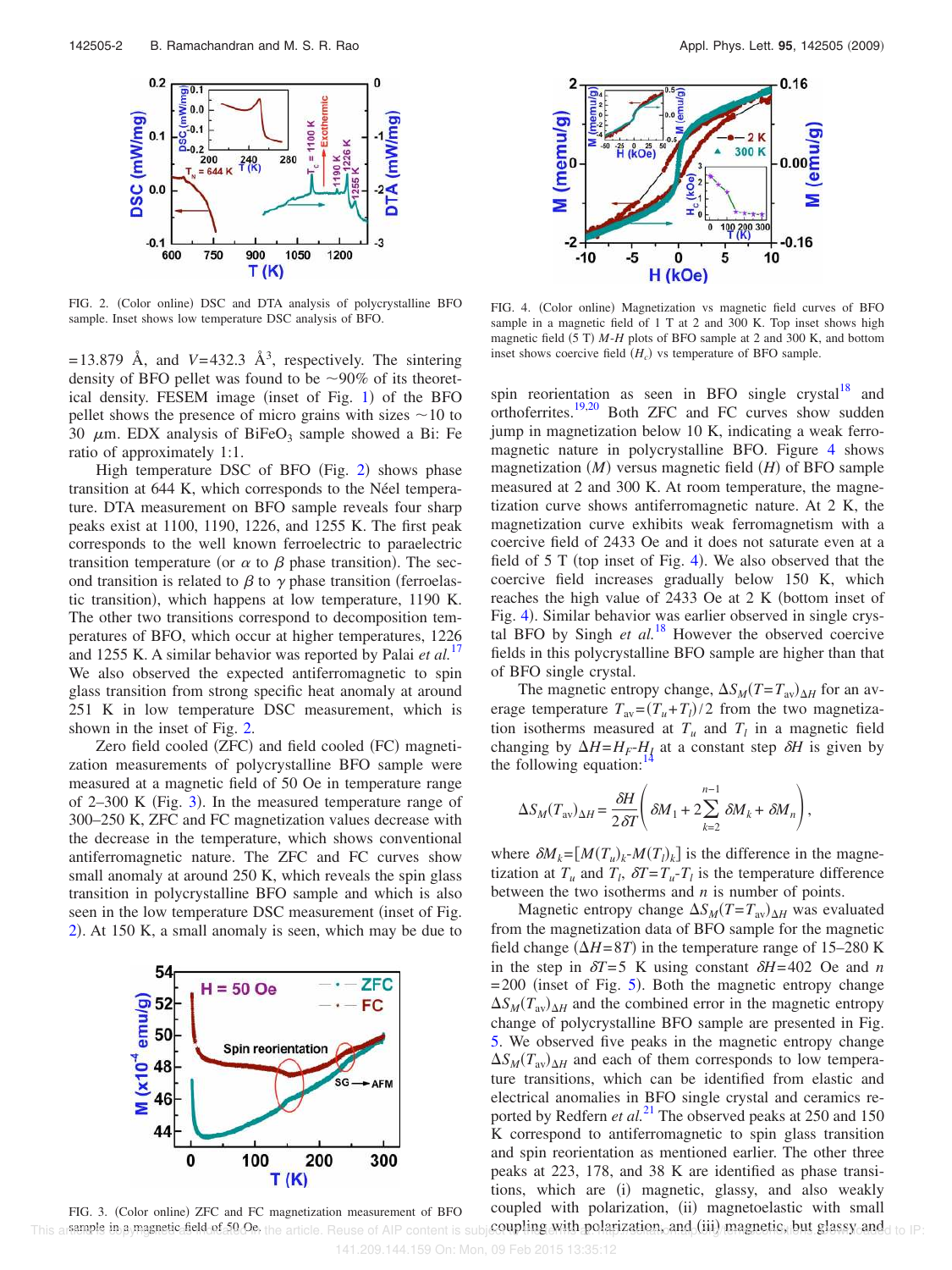FIG. 2. (Color online) DSC and DTA analysis of polycrystalline BFO sample. Inset shows low temperature DSC analysis of BFO.

=13.879 Å, and $V$=432.3 Å$^3$, respectively. The sintering density of BFO pellet was found to be ~90% of its theoretical density. FESEM image (inset of Fig. 1) of the BFO pellet shows the presence of micro grains with sizes ~10 to 30 $\mu$m. EDX analysis of $BiFeO_3$ sample showed a Bi: Fe ratio of approximately 1:1.

High temperature DSC of BFO (Fig. 2) shows phase transition at 644 K, which corresponds to the Néel temperature. DTA measurement on BFO sample reveals four sharp peaks exist at 1100, 1190, 1226, and 1255 K. The first peak corresponds to the well known ferroelectric to paraelectric transition temperature (or $\alpha$ to $\beta$ phase transition). The second transition is related to $\beta$ to $\gamma$ phase transition (ferroelastic transition), which happens at low temperature, 1190 K. The other two transitions correspond to decomposition temperatures of BFO, which occur at higher temperatures, 1226 and 1255 K. A similar behavior was reported by Palai *et al.*[17] We also observed the expected antiferromagnetic to spin glass transition from strong specific heat anomaly at around 251 K in low temperature DSC measurement, which is shown in the inset of Fig. 2.

Zero field cooled (ZFC) and field cooled (FC) magnetization measurements of polycrystalline BFO sample were measured at a magnetic field of 50 Oe in temperature range of 2–300 K (Fig. 3). In the measured temperature range of 300–250 K, ZFC and FC magnetization values decrease with the decrease in the temperature, which shows conventional antiferromagnetic nature. The ZFC and FC curves show small anomaly at around 250 K, which reveals the spin glass transition in polycrystalline BFO sample and which is also seen in the low temperature DSC measurement (inset of Fig. 2). At 150 K, a small anomaly is seen, which may be due to

FIG. 3. (Color online) ZFC and FC magnetization measurement of BFO sample in a magnetic field of 50 Oe.

FIG. 4. (Color online) Magnetization vs magnetic field curves of BFO sample in a magnetic field of 1 T at 2 and 300 K. Top inset shows high magnetic field (5 T) $M$-$H$ plots of BFO sample at 2 and 300 K, and bottom inset shows coercive field ($H_c$) vs temperature of BFO sample.

spin reorientation as seen in BFO single crystal[18] and orthoferrites.[19,20] Both ZFC and FC curves show sudden jump in magnetization below 10 K, indicating a weak ferromagnetic nature in polycrystalline BFO. Figure 4 shows magnetization ($M$) versus magnetic field ($H$) of BFO sample measured at 2 and 300 K. At room temperature, the magnetization curve shows antiferromagnetic nature. At 2 K, the magnetization curve exhibits weak ferromagnetism with a coercive field of 2433 Oe and it does not saturate even at a field of 5 T (top inset of Fig. 4). We also observed that the coercive field increases gradually below 150 K, which reaches the high value of 2433 Oe at 2 K (bottom inset of Fig. 4). Similar behavior was earlier observed in single crystal BFO by Singh *et al.*[18] However the observed coercive fields in this polycrystalline BFO sample are higher than that of BFO single crystal.

The magnetic entropy change, $\Delta S_M(T=T_{av})_{\Delta H}$ for an average temperature $T_{av}=(T_u+T_l)/2$ from the two magnetization isotherms measured at $T_u$ and $T_l$ in a magnetic field changing by $\Delta H=H_F-H_I$ at a constant step $\delta H$ is given by the following equation:[14]

$$\Delta S_M(T_{av})_{\Delta H} = \frac{\delta H}{2\delta T}\left(\delta M_1 + 2\sum_{k=2}^{n-1}\delta M_k + \delta M_n\right),$$

where $\delta M_k=[M(T_u)_k - M(T_l)_k]$ is the difference in the magnetization at $T_u$ and $T_l$, $\delta T=T_u-T_l$ is the temperature difference between the two isotherms and $n$ is number of points.

Magnetic entropy change $\Delta S_M(T=T_{av})_{\Delta H}$ was evaluated from the magnetization data of BFO sample for the magnetic field change ($\Delta H$=8$T$) in the temperature range of 15–280 K in the step in $\delta T$=5 K using constant $\delta H$=402 Oe and $n$=200 (inset of Fig. 5). Both the magnetic entropy change $\Delta S_M(T_{av})_{\Delta H}$ and the combined error in the magnetic entropy change of polycrystalline BFO sample are presented in Fig. 5. We observed five peaks in the magnetic entropy change $\Delta S_M(T_{av})_{\Delta H}$ and each of them corresponds to low temperature transitions, which can be identified from elastic and electrical anomalies in BFO single crystal and ceramics reported by Redfern *et al.*[21] The observed peaks at 250 and 150 K correspond to antiferromagnetic to spin glass transition and spin reorientation as mentioned earlier. The other three peaks at 223, 178, and 38 K are identified as phase transitions, which are (i) magnetic, glassy, and also weakly coupled with polarization, (ii) magnetoelastic with small coupling with polarization, and (iii) magnetic, but glassy and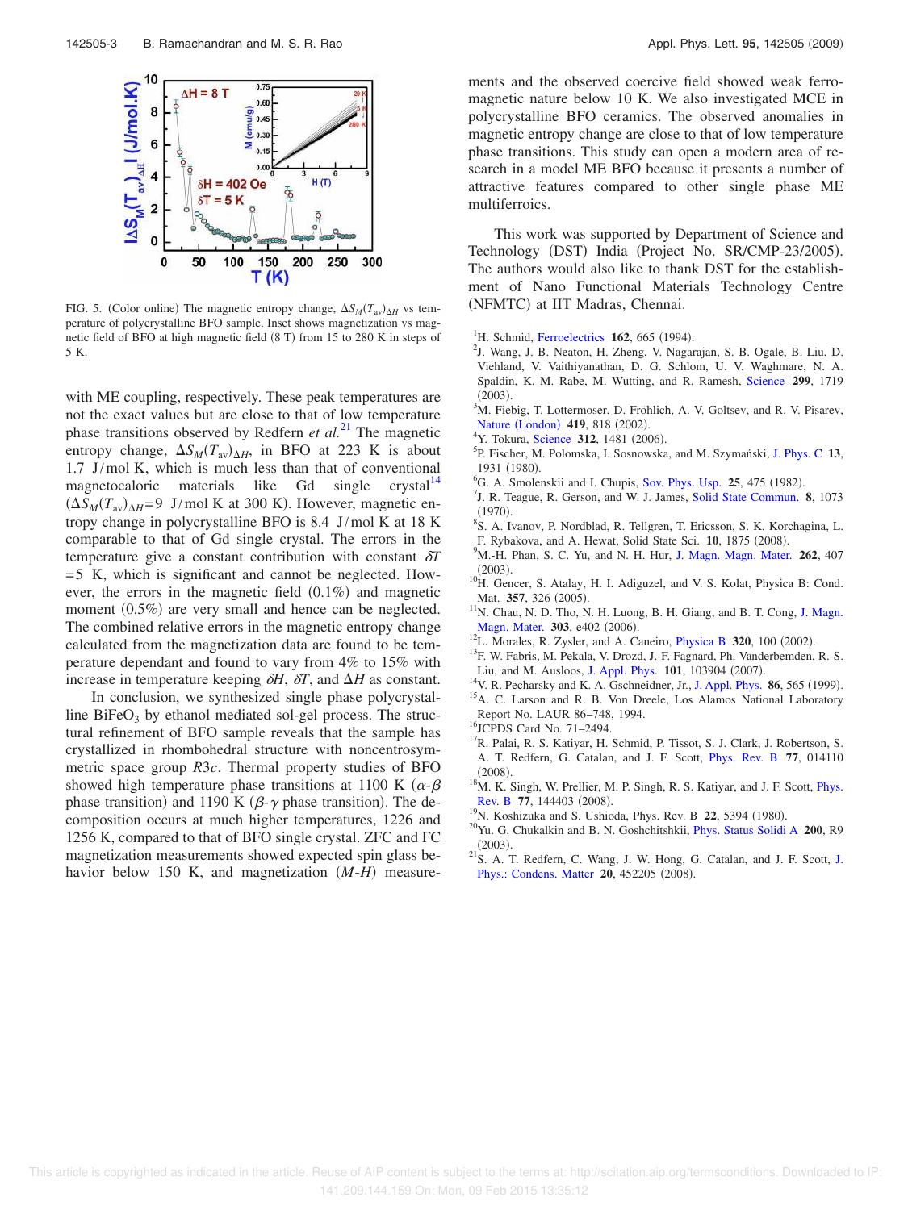ΔH = 8 T

δH = 402 Oe

δT = 5 K

$|\Delta S_M(T_{av})_{\Delta H}|$ (J/mol.K)

T (K)

M (emu/g)

H (T)

20 K

5 K

280 K

FIG. 5. (Color online) The magnetic entropy change, $\Delta S_M(T_{av})_{\Delta H}$ vs temperature of polycrystalline BFO sample. Inset shows magnetization vs magnetic field of BFO at high magnetic field (8 T) from 15 to 280 K in steps of 5 K.

with ME coupling, respectively. These peak temperatures are not the exact values but are close to that of low temperature phase transitions observed by Redfern *et al.*[21] The magnetic entropy change, $\Delta S_M(T_{av})_{\Delta H}$, in BFO at 223 K is about 1.7 J/mol K, which is much less than that of conventional magnetocaloric materials like Gd single crystal[14] ($\Delta S_M(T_{av})_{\Delta H}=9$ J/mol K at 300 K). However, magnetic entropy change in polycrystalline BFO is 8.4 J/mol K at 18 K comparable to that of Gd single crystal. The errors in the temperature give a constant contribution with constant $\delta T = 5$ K, which is significant and cannot be neglected. However, the errors in the magnetic field (0.1%) and magnetic moment (0.5%) are very small and hence can be neglected. The combined relative errors in the magnetic entropy change calculated from the magnetization data are found to be temperature dependant and found to vary from 4% to 15% with increase in temperature keeping $\delta H$, $\delta T$, and $\Delta H$ as constant.

In conclusion, we synthesized single phase polycrystalline $BiFeO_3$ by ethanol mediated sol-gel process. The structural refinement of BFO sample reveals that the sample has crystallized in rhombohedral structure with noncentrosymmetric space group $R3c$. Thermal property studies of BFO showed high temperature phase transitions at 1100 K ($\alpha$-$\beta$ phase transition) and 1190 K ($\beta$-$\gamma$ phase transition). The decomposition occurs at much higher temperatures, 1226 and 1256 K, compared to that of BFO single crystal. ZFC and FC magnetization measurements showed expected spin glass behavior below 150 K, and magnetization ($M$-$H$) measurements and the observed coercive field showed weak ferromagnetic nature below 10 K. We also investigated MCE in polycrystalline BFO ceramics. The observed anomalies in magnetic entropy change are close to that of low temperature phase transitions. This study can open a modern area of research in a model ME BFO because it presents a number of attractive features compared to other single phase ME multiferroics.

This work was supported by Department of Science and Technology (DST) India (Project No. SR/CMP-23/2005). The authors would also like to thank DST for the establishment of Nano Functional Materials Technology Centre (NFMTC) at IIT Madras, Chennai.

[1] H. Schmid, Ferroelectrics **162**, 665 (1994).
[2] J. Wang, J. B. Neaton, H. Zheng, V. Nagarajan, S. B. Ogale, B. Liu, D. Viehland, V. Vaithiyanathan, D. G. Schlom, U. V. Waghmare, N. A. Spaldin, K. M. Rabe, M. Wutting, and R. Ramesh, Science **299**, 1719 (2003).
[3] M. Fiebig, T. Lottermoser, D. Fröhlich, A. V. Goltsev, and R. V. Pisarev, Nature (London) **419**, 818 (2002).
[4] Y. Tokura, Science **312**, 1481 (2006).
[5] P. Fischer, M. Polomska, I. Sosnowska, and M. Szymański, J. Phys. C **13**, 1931 (1980).
[6] G. A. Smolenskii and I. Chupis, Sov. Phys. Usp. **25**, 475 (1982).
[7] J. R. Teague, R. Gerson, and W. J. James, Solid State Commun. **8**, 1073 (1970).
[8] S. A. Ivanov, P. Nordblad, R. Tellgren, T. Ericsson, S. K. Korchagina, L. F. Rybakova, and A. Hewat, Solid State Sci. **10**, 1875 (2008).
[9] M.-H. Phan, S. C. Yu, and N. H. Hur, J. Magn. Magn. Mater. **262**, 407 (2003).
[10] H. Gencer, S. Atalay, H. I. Adiguzel, and V. S. Kolat, Physica B: Cond. Mat. **357**, 326 (2005).
[11] N. Chau, N. D. Tho, N. H. Luong, B. H. Giang, and B. T. Cong, J. Magn. Magn. Mater. **303**, e402 (2006).
[12] L. Morales, R. Zysler, and A. Caneiro, Physica B **320**, 100 (2002).
[13] F. W. Fabris, M. Pekala, V. Drozd, J.-F. Fagnard, Ph. Vanderbemden, R.-S. Liu, and M. Ausloos, J. Appl. Phys. **101**, 103904 (2007).
[14] V. R. Pecharsky and K. A. Gschneidner, Jr., J. Appl. Phys. **86**, 565 (1999).
[15] A. C. Larson and R. B. Von Dreele, Los Alamos National Laboratory Report No. LAUR 86–748, 1994.
[16] JCPDS Card No. 71–2494.
[17] R. Palai, R. S. Katiyar, H. Schmid, P. Tissot, S. J. Clark, J. Robertson, S. A. T. Redfern, G. Catalan, and J. F. Scott, Phys. Rev. B **77**, 014110 (2008).
[18] M. K. Singh, W. Prellier, M. P. Singh, R. S. Katiyar, and J. F. Scott, Phys. Rev. B **77**, 144403 (2008).
[19] N. Koshizuka and S. Ushioda, Phys. Rev. B **22**, 5394 (1980).
[20] Yu. G. Chukalkin and B. N. Goshchitshkii, Phys. Status Solidi A **200**, R9 (2003).
[21] S. A. T. Redfern, C. Wang, J. W. Hong, G. Catalan, and J. F. Scott, J. Phys.: Condens. Matter **20**, 452205 (2008).